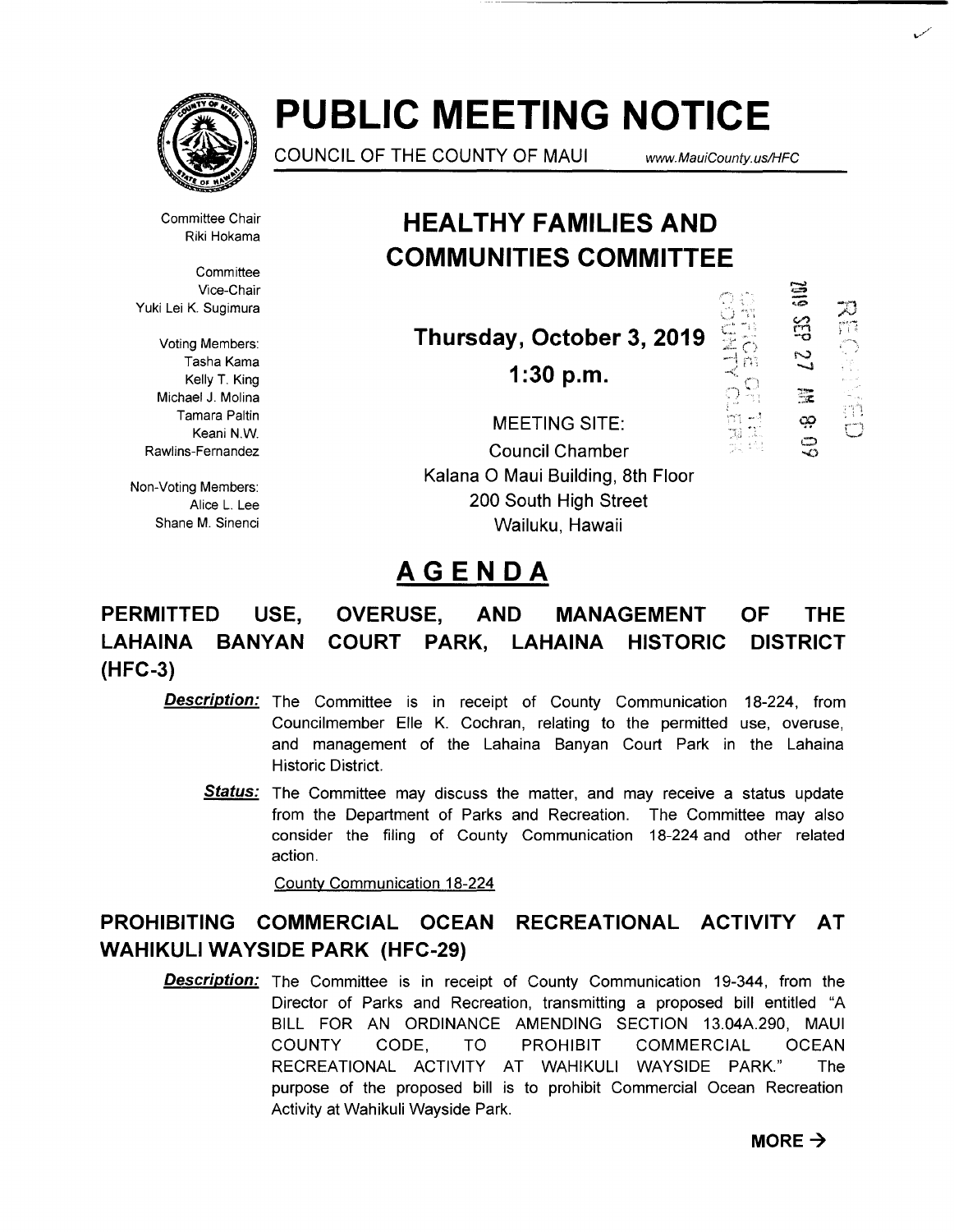# PUBLIC MEETING NOTICE

COUNCIL OF THE COUNTY OF MAUI www.MauiCounty.us/HFC

Committee Chair
Riki Hokama

Committee Vice-Chair
Yuki Lei K. Sugimura

Voting Members:
Tasha Kama
Kelly T. King
Michael J. Molina
Tamara Paltin
Keani N.W. Rawlins-Fernandez

Non-Voting Members:
Alice L. Lee
Shane M. Sinenci

## HEALTHY FAMILIES AND COMMUNITIES COMMITTEE

**Thursday, October 3, 2019**

**1:30 p.m.**

MEETING SITE:
Council Chamber
Kalana O Maui Building, 8th Floor
200 South High Street
Wailuku, Hawaii

2019 SEP 27 AM 8:09

RECEIVED

OFFICE OF THE COUNTY CLERK

## AGENDA

### PERMITTED USE, OVERUSE, AND MANAGEMENT OF THE LAHAINA BANYAN COURT PARK, LAHAINA HISTORIC DISTRICT (HFC-3)

***Description:*** The Committee is in receipt of County Communication 18-224, from Councilmember Elle K. Cochran, relating to the permitted use, overuse, and management of the Lahaina Banyan Court Park in the Lahaina Historic District.

***Status:*** The Committee may discuss the matter, and may receive a status update from the Department of Parks and Recreation. The Committee may also consider the filing of County Communication 18-224 and other related action.

County Communication 18-224

### PROHIBITING COMMERCIAL OCEAN RECREATIONAL ACTIVITY AT WAHIKULI WAYSIDE PARK (HFC-29)

***Description:*** The Committee is in receipt of County Communication 19-344, from the Director of Parks and Recreation, transmitting a proposed bill entitled "A BILL FOR AN ORDINANCE AMENDING SECTION 13.04A.290, MAUI COUNTY CODE, TO PROHIBIT COMMERCIAL OCEAN RECREATIONAL ACTIVITY AT WAHIKULI WAYSIDE PARK." The purpose of the proposed bill is to prohibit Commercial Ocean Recreation Activity at Wahikuli Wayside Park.

**MORE →**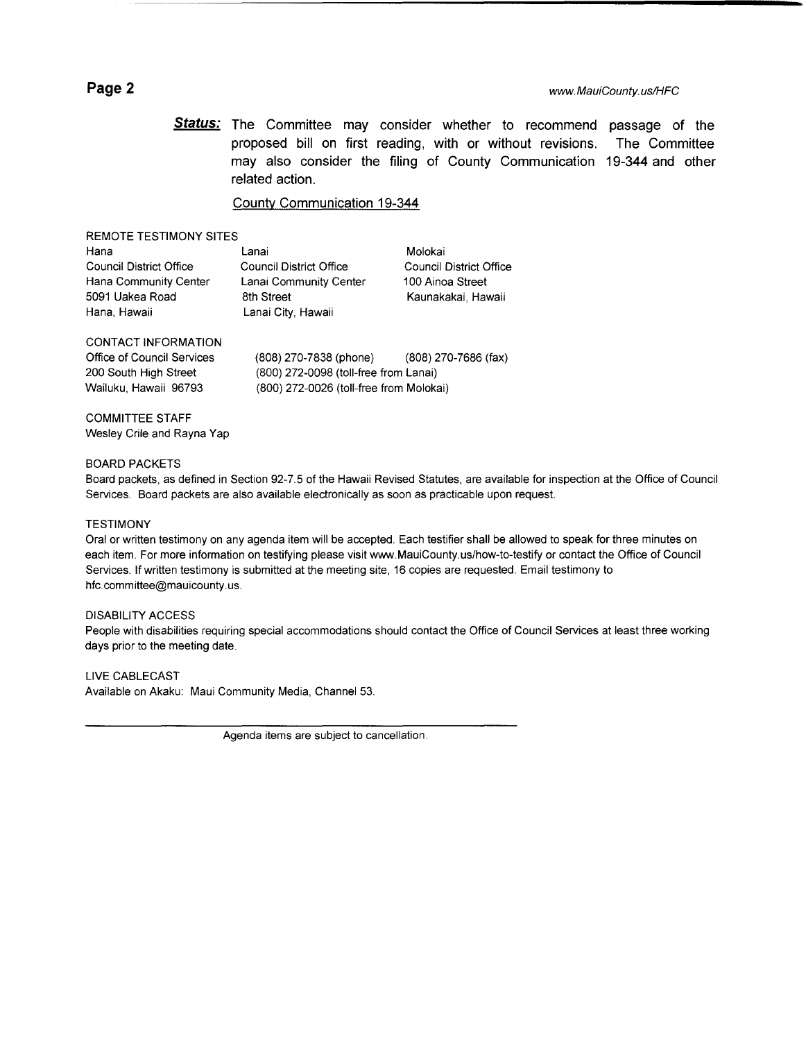**Status:** The Committee may consider whether to recommend passage of the proposed bill on first reading, with or without revisions. The Committee may also consider the filing of County Communication 19-344 and other related action.

County Communication 19-344

REMOTE TESTIMONY SITES

| | | |
|---|---|---|
| Hana | Lanai | Molokai |
| Council District Office | Council District Office | Council District Office |
| Hana Community Center | Lanai Community Center | 100 Ainoa Street |
| 5091 Uakea Road | 8th Street | Kaunakakai, Hawaii |
| Hana, Hawaii | Lanai City, Hawaii | |

CONTACT INFORMATION

| | | |
|---|---|---|
| Office of Council Services | (808) 270-7838 (phone) | (808) 270-7686 (fax) |
| 200 South High Street | (800) 272-0098 (toll-free from Lanai) | |
| Wailuku, Hawaii 96793 | (800) 272-0026 (toll-free from Molokai) | |

COMMITTEE STAFF

Wesley Crile and Rayna Yap

BOARD PACKETS

Board packets, as defined in Section 92-7.5 of the Hawaii Revised Statutes, are available for inspection at the Office of Council Services. Board packets are also available electronically as soon as practicable upon request.

TESTIMONY

Oral or written testimony on any agenda item will be accepted. Each testifier shall be allowed to speak for three minutes on each item. For more information on testifying please visit www.MauiCounty.us/how-to-testify or contact the Office of Council Services. If written testimony is submitted at the meeting site, 16 copies are requested. Email testimony to hfc.committee@mauicounty.us.

DISABILITY ACCESS

People with disabilities requiring special accommodations should contact the Office of Council Services at least three working days prior to the meeting date.

LIVE CABLECAST

Available on Akaku: Maui Community Media, Channel 53.

---

Agenda items are subject to cancellation.